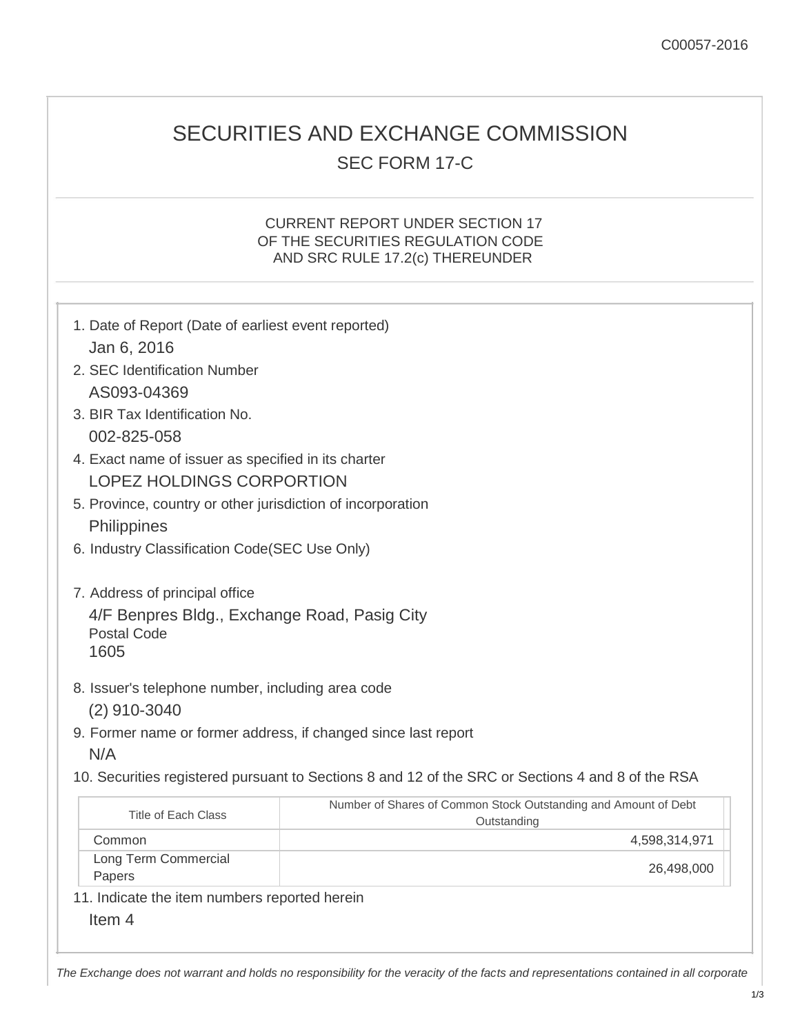C00057-2016

# SECURITIES AND EXCHANGE COMMISSION

## SEC FORM 17-C

CURRENT REPORT UNDER SECTION 17
OF THE SECURITIES REGULATION CODE
AND SRC RULE 17.2(c) THEREUNDER

1. Date of Report (Date of earliest event reported)
   Jan 6, 2016
2. SEC Identification Number
   AS093-04369
3. BIR Tax Identification No.
   002-825-058
4. Exact name of issuer as specified in its charter
   LOPEZ HOLDINGS CORPORTION
5. Province, country or other jurisdiction of incorporation
   Philippines
6. Industry Classification Code(SEC Use Only)

7. Address of principal office
   4/F Benpres Bldg., Exchange Road, Pasig City
   Postal Code
   1605
8. Issuer's telephone number, including area code
   (2) 910-3040
9. Former name or former address, if changed since last report
   N/A
10. Securities registered pursuant to Sections 8 and 12 of the SRC or Sections 4 and 8 of the RSA

| Title of Each Class | Number of Shares of Common Stock Outstanding and Amount of Debt Outstanding |
|---|---|
| Common | 4,598,314,971 |
| Long Term Commercial Papers | 26,498,000 |

11. Indicate the item numbers reported herein
    Item 4

*The Exchange does not warrant and holds no responsibility for the veracity of the facts and representations contained in all corporate*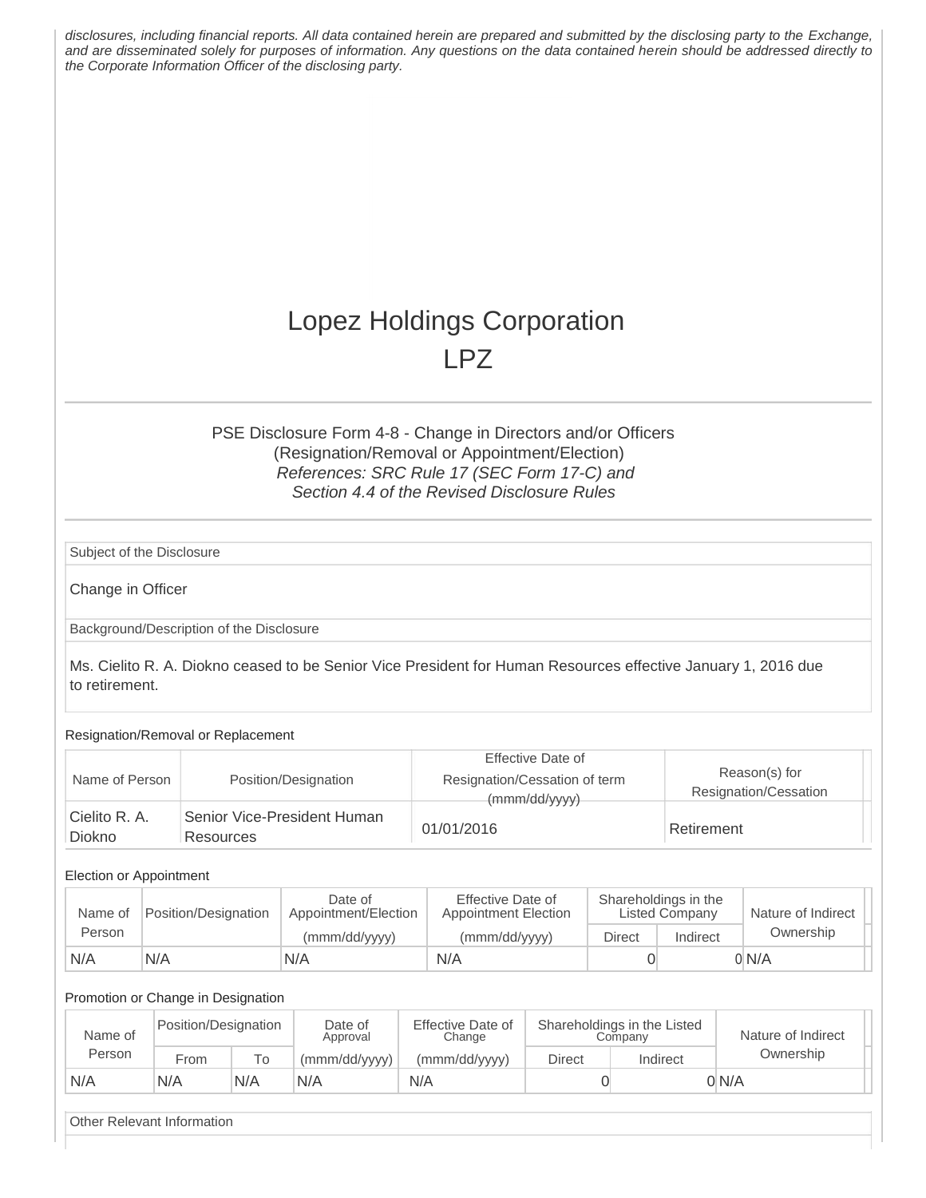disclosures, including financial reports. All data contained herein are prepared and submitted by the disclosing party to the Exchange, and are disseminated solely for purposes of information. Any questions on the data contained herein should be addressed directly to the Corporate Information Officer of the disclosing party.

# Lopez Holdings Corporation
## LPZ

PSE Disclosure Form 4-8 - Change in Directors and/or Officers
(Resignation/Removal or Appointment/Election)
*References: SRC Rule 17 (SEC Form 17-C) and*
*Section 4.4 of the Revised Disclosure Rules*

Subject of the Disclosure

Change in Officer

Background/Description of the Disclosure

Ms. Cielito R. A. Diokno ceased to be Senior Vice President for Human Resources effective January 1, 2016 due to retirement.

Resignation/Removal or Replacement

| Name of Person | Position/Designation | Effective Date of Resignation/Cessation of term (mmm/dd/yyyy) | Reason(s) for Resignation/Cessation |
|---|---|---|---|
| Cielito R. A. Diokno | Senior Vice-President Human Resources | 01/01/2016 | Retirement |

Election or Appointment

| Name of Person | Position/Designation | Date of Appointment/Election (mmm/dd/yyyy) | Effective Date of Appointment Election (mmm/dd/yyyy) | Shareholdings in the Listed Company | | Nature of Indirect Ownership |
|---|---|---|---|---|---|---|
| | | | | Direct | Indirect | |
| N/A | N/A | N/A | N/A | 0 | 0 | N/A |

Promotion or Change in Designation

| Name of Person | Position/Designation | | Date of Approval (mmm/dd/yyyy) | Effective Date of Change (mmm/dd/yyyy) | Shareholdings in the Listed Company | | Nature of Indirect Ownership |
|---|---|---|---|---|---|---|---|
| | From | To | | | Direct | Indirect | |
| N/A | N/A | N/A | N/A | N/A | 0 | 0 | N/A |

Other Relevant Information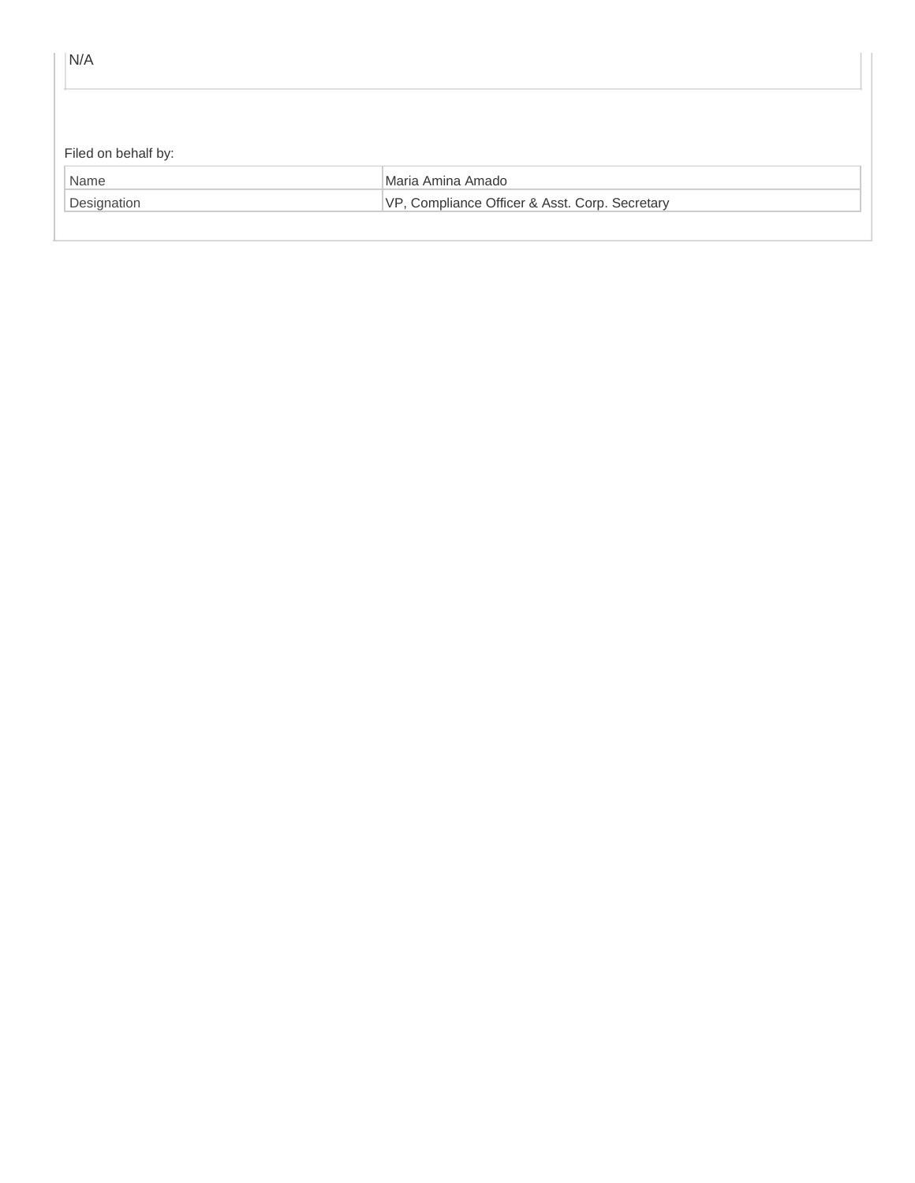N/A

Filed on behalf by:

| | |
|---|---|
| Name | Maria Amina Amado |
| Designation | VP, Compliance Officer & Asst. Corp. Secretary |